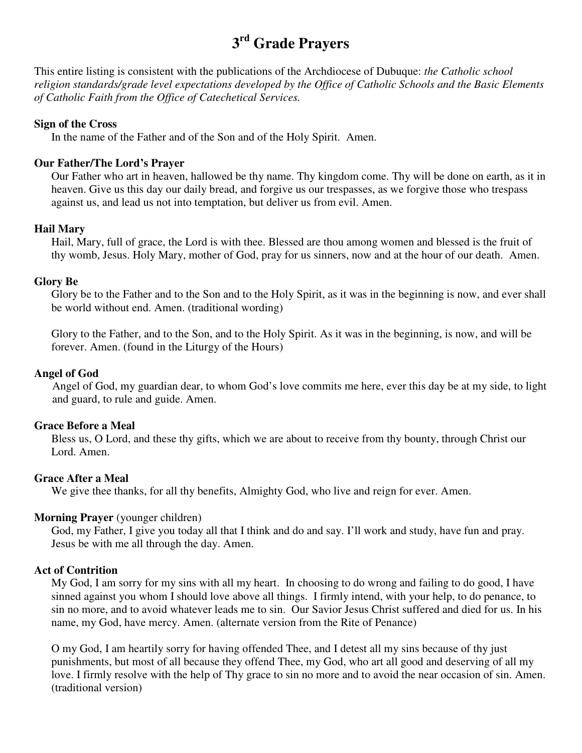# 3rd Grade Prayers

This entire listing is consistent with the publications of the Archdiocese of Dubuque: *the Catholic school religion standards/grade level expectations developed by the Office of Catholic Schools and the Basic Elements of Catholic Faith from the Office of Catechetical Services.*

**Sign of the Cross**

In the name of the Father and of the Son and of the Holy Spirit. Amen.

**Our Father/The Lord's Prayer**

Our Father who art in heaven, hallowed be thy name. Thy kingdom come. Thy will be done on earth, as it in heaven. Give us this day our daily bread, and forgive us our trespasses, as we forgive those who trespass against us, and lead us not into temptation, but deliver us from evil. Amen.

**Hail Mary**

Hail, Mary, full of grace, the Lord is with thee. Blessed are thou among women and blessed is the fruit of thy womb, Jesus. Holy Mary, mother of God, pray for us sinners, now and at the hour of our death. Amen.

**Glory Be**

Glory be to the Father and to the Son and to the Holy Spirit, as it was in the beginning is now, and ever shall be world without end. Amen. (traditional wording)

Glory to the Father, and to the Son, and to the Holy Spirit. As it was in the beginning, is now, and will be forever. Amen. (found in the Liturgy of the Hours)

**Angel of God**

Angel of God, my guardian dear, to whom God's love commits me here, ever this day be at my side, to light and guard, to rule and guide. Amen.

**Grace Before a Meal**

Bless us, O Lord, and these thy gifts, which we are about to receive from thy bounty, through Christ our Lord. Amen.

**Grace After a Meal**

We give thee thanks, for all thy benefits, Almighty God, who live and reign for ever. Amen.

**Morning Prayer** (younger children)

God, my Father, I give you today all that I think and do and say. I'll work and study, have fun and pray. Jesus be with me all through the day. Amen.

**Act of Contrition**

My God, I am sorry for my sins with all my heart. In choosing to do wrong and failing to do good, I have sinned against you whom I should love above all things. I firmly intend, with your help, to do penance, to sin no more, and to avoid whatever leads me to sin. Our Savior Jesus Christ suffered and died for us. In his name, my God, have mercy. Amen. (alternate version from the Rite of Penance)

O my God, I am heartily sorry for having offended Thee, and I detest all my sins because of thy just punishments, but most of all because they offend Thee, my God, who art all good and deserving of all my love. I firmly resolve with the help of Thy grace to sin no more and to avoid the near occasion of sin. Amen. (traditional version)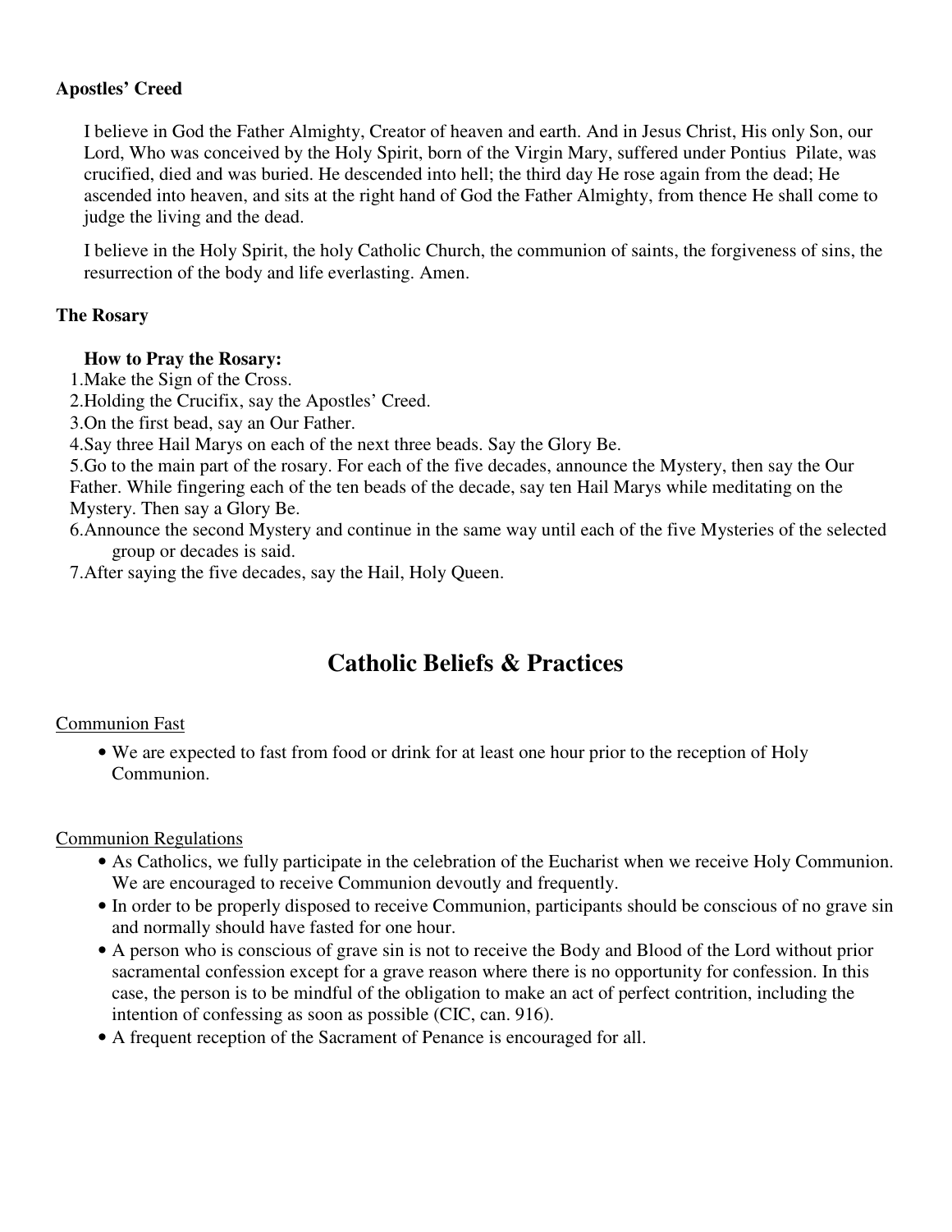**Apostles' Creed**

I believe in God the Father Almighty, Creator of heaven and earth. And in Jesus Christ, His only Son, our Lord, Who was conceived by the Holy Spirit, born of the Virgin Mary, suffered under Pontius Pilate, was crucified, died and was buried. He descended into hell; the third day He rose again from the dead; He ascended into heaven, and sits at the right hand of God the Father Almighty, from thence He shall come to judge the living and the dead.

I believe in the Holy Spirit, the holy Catholic Church, the communion of saints, the forgiveness of sins, the resurrection of the body and life everlasting. Amen.

**The Rosary**

**How to Pray the Rosary:**

1. Make the Sign of the Cross.
2. Holding the Crucifix, say the Apostles' Creed.
3. On the first bead, say an Our Father.
4. Say three Hail Marys on each of the next three beads. Say the Glory Be.
5. Go to the main part of the rosary. For each of the five decades, announce the Mystery, then say the Our Father. While fingering each of the ten beads of the decade, say ten Hail Marys while meditating on the Mystery. Then say a Glory Be.
6. Announce the second Mystery and continue in the same way until each of the five Mysteries of the selected group or decades is said.
7. After saying the five decades, say the Hail, Holy Queen.

# Catholic Beliefs & Practices

<u>Communion Fast</u>

- We are expected to fast from food or drink for at least one hour prior to the reception of Holy Communion.

<u>Communion Regulations</u>

- As Catholics, we fully participate in the celebration of the Eucharist when we receive Holy Communion. We are encouraged to receive Communion devoutly and frequently.
- In order to be properly disposed to receive Communion, participants should be conscious of no grave sin and normally should have fasted for one hour.
- A person who is conscious of grave sin is not to receive the Body and Blood of the Lord without prior sacramental confession except for a grave reason where there is no opportunity for confession. In this case, the person is to be mindful of the obligation to make an act of perfect contrition, including the intention of confessing as soon as possible (CIC, can. 916).
- A frequent reception of the Sacrament of Penance is encouraged for all.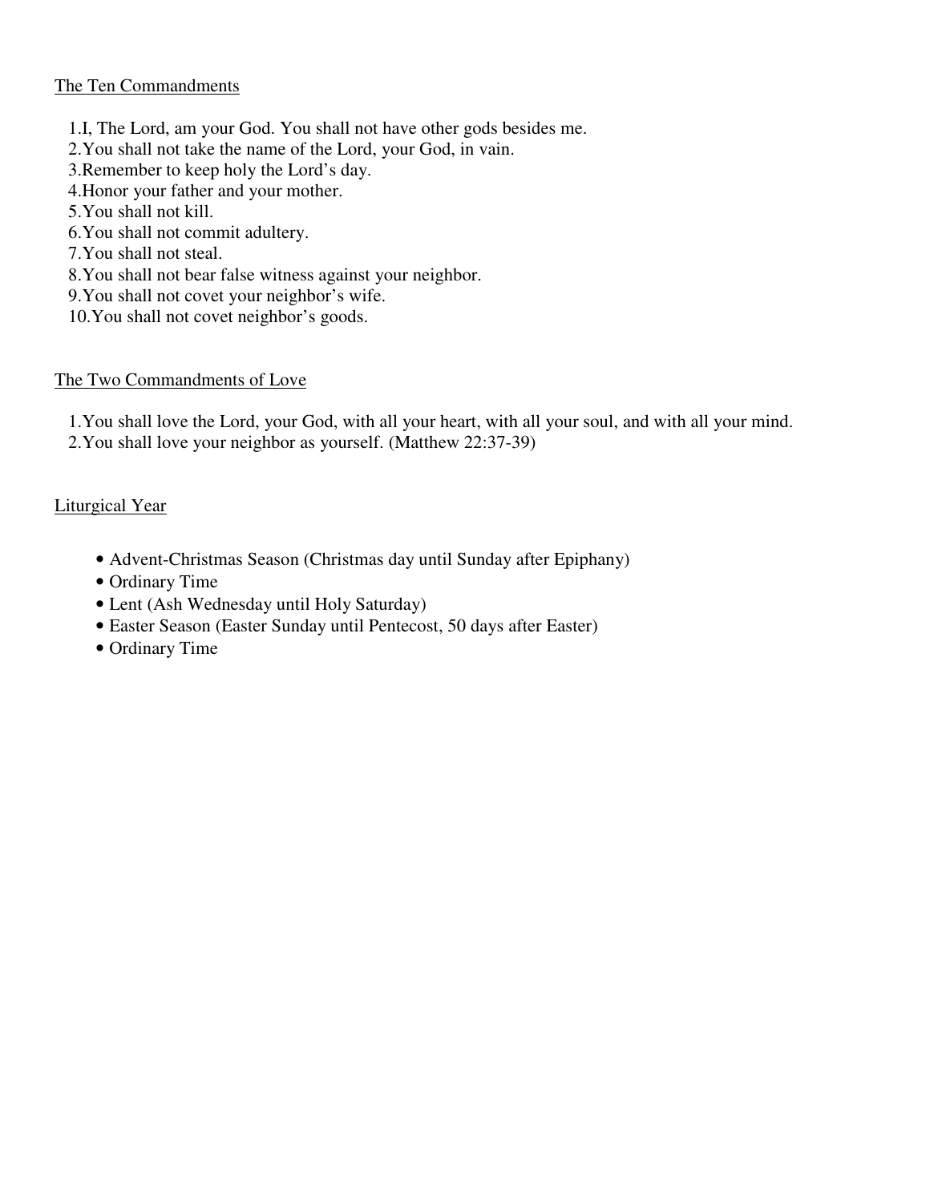The Ten Commandments

1. I, The Lord, am your God. You shall not have other gods besides me.
2. You shall not take the name of the Lord, your God, in vain.
3. Remember to keep holy the Lord's day.
4. Honor your father and your mother.
5. You shall not kill.
6. You shall not commit adultery.
7. You shall not steal.
8. You shall not bear false witness against your neighbor.
9. You shall not covet your neighbor's wife.
10. You shall not covet neighbor's goods.

The Two Commandments of Love

1. You shall love the Lord, your God, with all your heart, with all your soul, and with all your mind.
2. You shall love your neighbor as yourself. (Matthew 22:37-39)

Liturgical Year

- Advent-Christmas Season (Christmas day until Sunday after Epiphany)
- Ordinary Time
- Lent (Ash Wednesday until Holy Saturday)
- Easter Season (Easter Sunday until Pentecost, 50 days after Easter)
- Ordinary Time